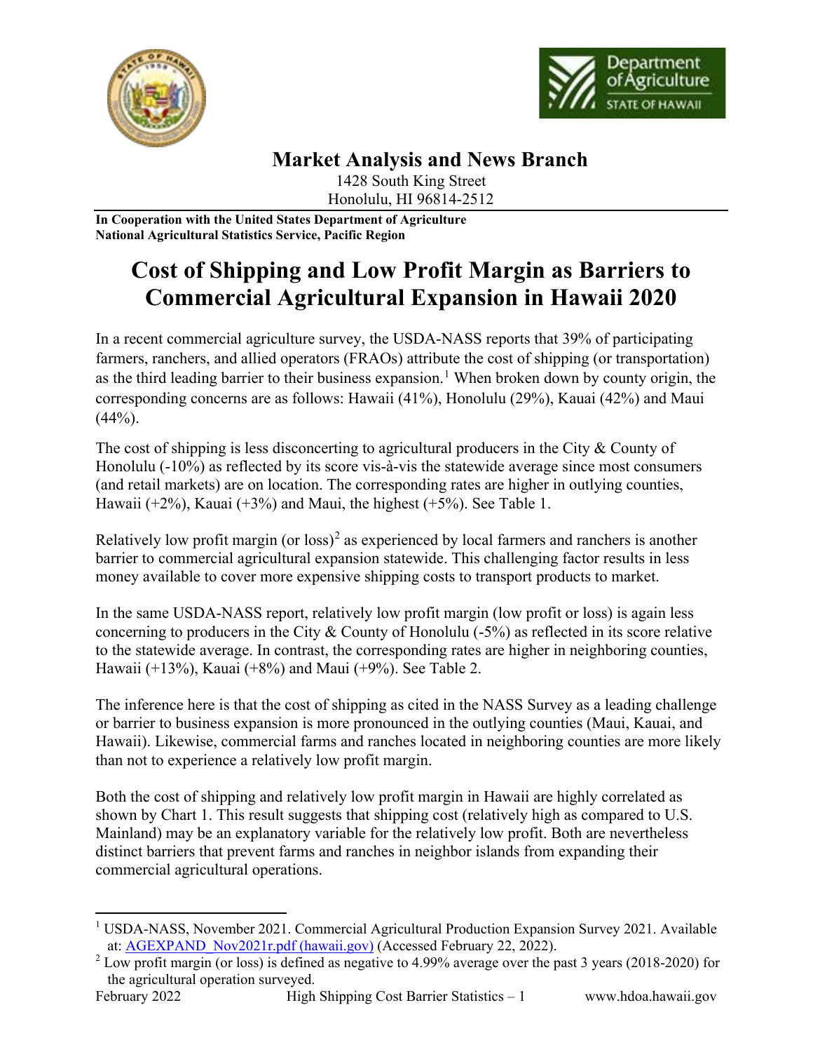**Market Analysis and News Branch**
1428 South King Street
Honolulu, HI 96814-2512

**In Cooperation with the United States Department of Agriculture**
**National Agricultural Statistics Service, Pacific Region**

# Cost of Shipping and Low Profit Margin as Barriers to Commercial Agricultural Expansion in Hawaii 2020

In a recent commercial agriculture survey, the USDA-NASS reports that 39% of participating farmers, ranchers, and allied operators (FRAOs) attribute the cost of shipping (or transportation) as the third leading barrier to their business expansion.[1] When broken down by county origin, the corresponding concerns are as follows: Hawaii (41%), Honolulu (29%), Kauai (42%) and Maui (44%).

The cost of shipping is less disconcerting to agricultural producers in the City & County of Honolulu (-10%) as reflected by its score vis-à-vis the statewide average since most consumers (and retail markets) are on location. The corresponding rates are higher in outlying counties, Hawaii (+2%), Kauai (+3%) and Maui, the highest (+5%). See Table 1.

Relatively low profit margin (or loss)[2] as experienced by local farmers and ranchers is another barrier to commercial agricultural expansion statewide. This challenging factor results in less money available to cover more expensive shipping costs to transport products to market.

In the same USDA-NASS report, relatively low profit margin (low profit or loss) is again less concerning to producers in the City & County of Honolulu (-5%) as reflected in its score relative to the statewide average. In contrast, the corresponding rates are higher in neighboring counties, Hawaii (+13%), Kauai (+8%) and Maui (+9%). See Table 2.

The inference here is that the cost of shipping as cited in the NASS Survey as a leading challenge or barrier to business expansion is more pronounced in the outlying counties (Maui, Kauai, and Hawaii). Likewise, commercial farms and ranches located in neighboring counties are more likely than not to experience a relatively low profit margin.

Both the cost of shipping and relatively low profit margin in Hawaii are highly correlated as shown by Chart 1. This result suggests that shipping cost (relatively high as compared to U.S. Mainland) may be an explanatory variable for the relatively low profit. Both are nevertheless distinct barriers that prevent farms and ranches in neighbor islands from expanding their commercial agricultural operations.

---

[1] USDA-NASS, November 2021. Commercial Agricultural Production Expansion Survey 2021. Available at: [AGEXPAND_Nov2021r.pdf (hawaii.gov)](AGEXPAND_Nov2021r.pdf) (Accessed February 22, 2022).

[2] Low profit margin (or loss) is defined as negative to 4.99% average over the past 3 years (2018-2020) for the agricultural operation surveyed.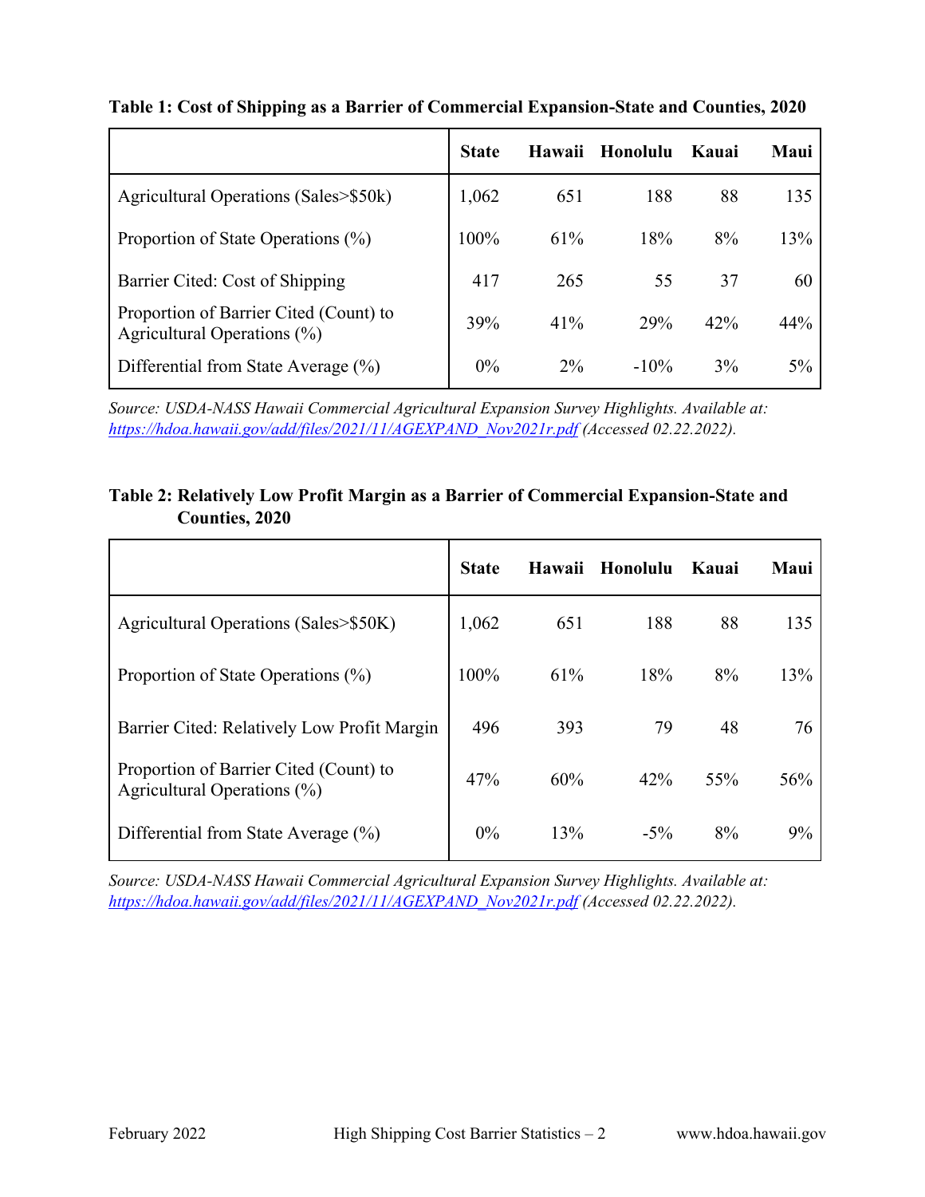**Table 1: Cost of Shipping as a Barrier of Commercial Expansion-State and Counties, 2020**

| | State | Hawaii | Honolulu | Kauai | Maui |
|---|---|---|---|---|---|
| Agricultural Operations (Sales>$50k) | 1,062 | 651 | 188 | 88 | 135 |
| Proportion of State Operations (%) | 100% | 61% | 18% | 8% | 13% |
| Barrier Cited: Cost of Shipping | 417 | 265 | 55 | 37 | 60 |
| Proportion of Barrier Cited (Count) to Agricultural Operations (%) | 39% | 41% | 29% | 42% | 44% |
| Differential from State Average (%) | 0% | 2% | -10% | 3% | 5% |

*Source: USDA-NASS Hawaii Commercial Agricultural Expansion Survey Highlights. Available at: https://hdoa.hawaii.gov/add/files/2021/11/AGEXPAND_Nov2021r.pdf (Accessed 02.22.2022).*

**Table 2: Relatively Low Profit Margin as a Barrier of Commercial Expansion-State and Counties, 2020**

| | State | Hawaii | Honolulu | Kauai | Maui |
|---|---|---|---|---|---|
| Agricultural Operations (Sales>$50K) | 1,062 | 651 | 188 | 88 | 135 |
| Proportion of State Operations (%) | 100% | 61% | 18% | 8% | 13% |
| Barrier Cited: Relatively Low Profit Margin | 496 | 393 | 79 | 48 | 76 |
| Proportion of Barrier Cited (Count) to Agricultural Operations (%) | 47% | 60% | 42% | 55% | 56% |
| Differential from State Average (%) | 0% | 13% | -5% | 8% | 9% |

*Source: USDA-NASS Hawaii Commercial Agricultural Expansion Survey Highlights. Available at: https://hdoa.hawaii.gov/add/files/2021/11/AGEXPAND_Nov2021r.pdf (Accessed 02.22.2022).*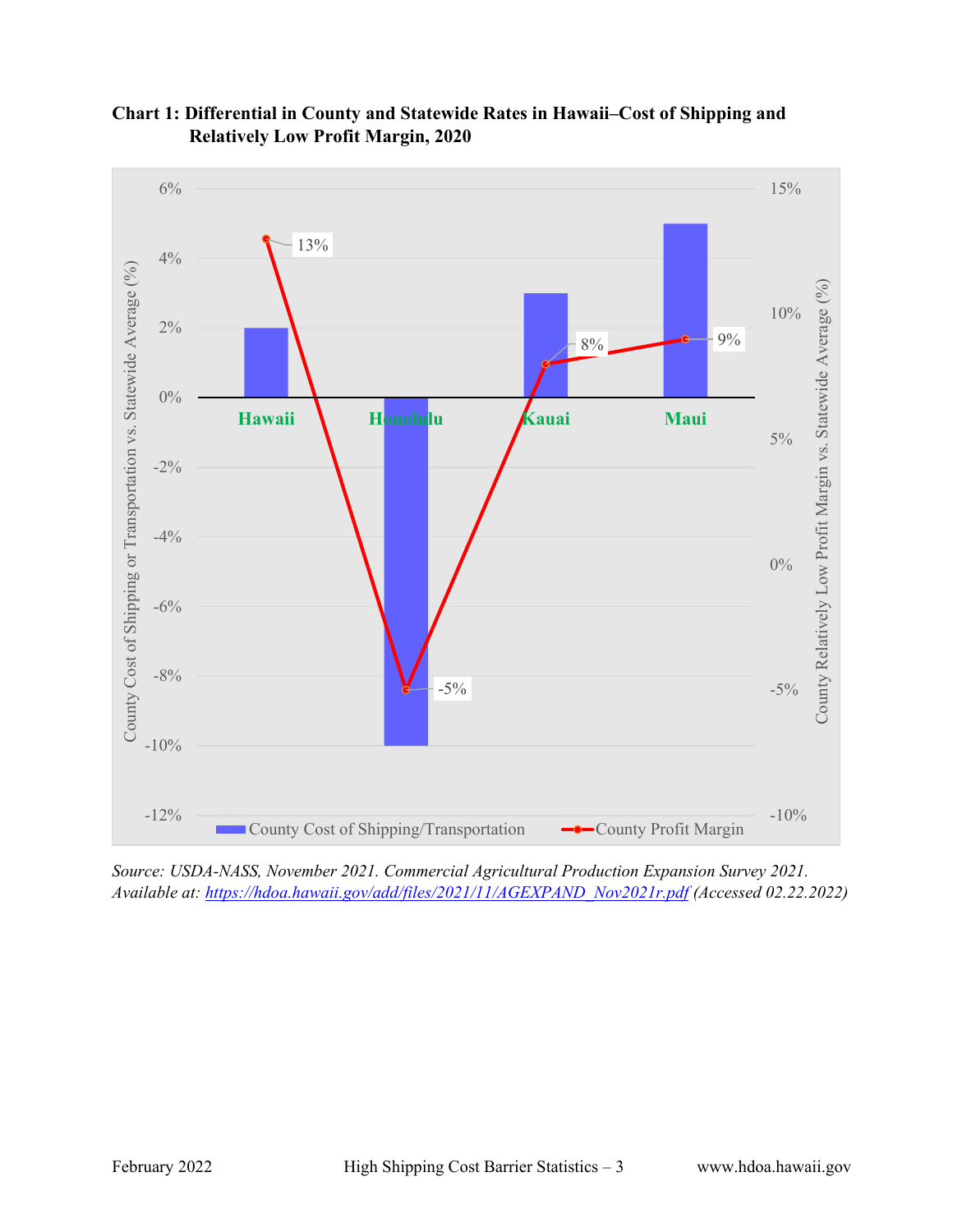**Chart 1: Differential in County and Statewide Rates in Hawaii–Cost of Shipping and Relatively Low Profit Margin, 2020**

County Cost of Shipping or Transportation vs. Statewide Average (%)

6%
4%
2%
0%
-2%
-4%
-6%
-8%
-10%
-12%

County Relatively Low Profit Margin vs. Statewide Average (%)

15%
10%
5%
0%
-5%
-10%

Hawaii
Honolulu
Kauai
Maui

13%
-5%
8%
9%

County Cost of Shipping/Transportation
County Profit Margin

*Source: USDA-NASS, November 2021. Commercial Agricultural Production Expansion Survey 2021. Available at: [https://hdoa.hawaii.gov/add/files/2021/11/AGEXPAND_Nov2021r.pdf](https://hdoa.hawaii.gov/add/files/2021/11/AGEXPAND_Nov2021r.pdf) (Accessed 02.22.2022)*